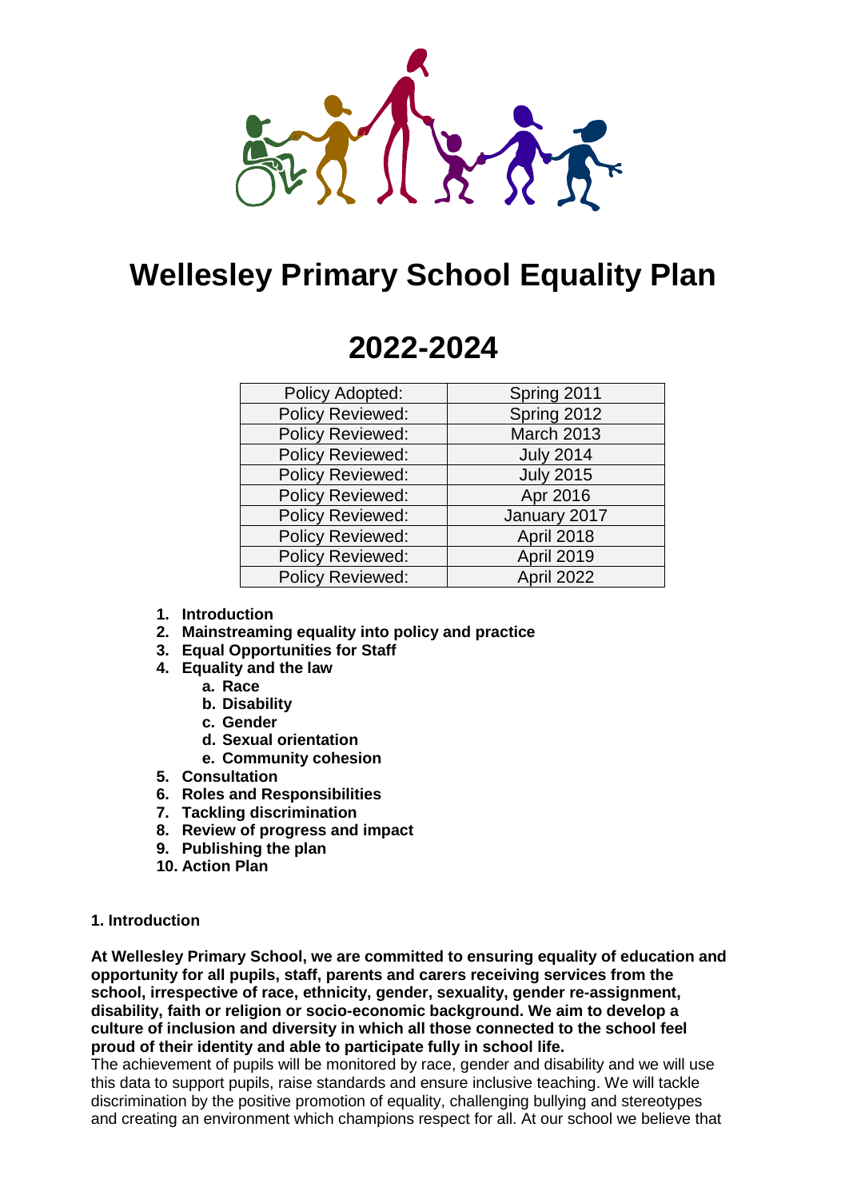# Wellesley Primary School Equality Plan

# 2022-2024

| Policy Adopted: | Spring 2011 |
|---|---|
| Policy Reviewed: | Spring 2012 |
| Policy Reviewed: | March 2013 |
| Policy Reviewed: | July 2014 |
| Policy Reviewed: | July 2015 |
| Policy Reviewed: | Apr 2016 |
| Policy Reviewed: | January 2017 |
| Policy Reviewed: | April 2018 |
| Policy Reviewed: | April 2019 |
| Policy Reviewed: | April 2022 |

1. **Introduction**
2. **Mainstreaming equality into policy and practice**
3. **Equal Opportunities for Staff**
4. **Equality and the law**
    a. **Race**
    b. **Disability**
    c. **Gender**
    d. **Sexual orientation**
    e. **Community cohesion**
5. **Consultation**
6. **Roles and Responsibilities**
7. **Tackling discrimination**
8. **Review of progress and impact**
9. **Publishing the plan**
10. **Action Plan**

## 1. Introduction

**At Wellesley Primary School, we are committed to ensuring equality of education and opportunity for all pupils, staff, parents and carers receiving services from the school, irrespective of race, ethnicity, gender, sexuality, gender re-assignment, disability, faith or religion or socio-economic background. We aim to develop a culture of inclusion and diversity in which all those connected to the school feel proud of their identity and able to participate fully in school life.**

The achievement of pupils will be monitored by race, gender and disability and we will use this data to support pupils, raise standards and ensure inclusive teaching. We will tackle discrimination by the positive promotion of equality, challenging bullying and stereotypes and creating an environment which champions respect for all. At our school we believe that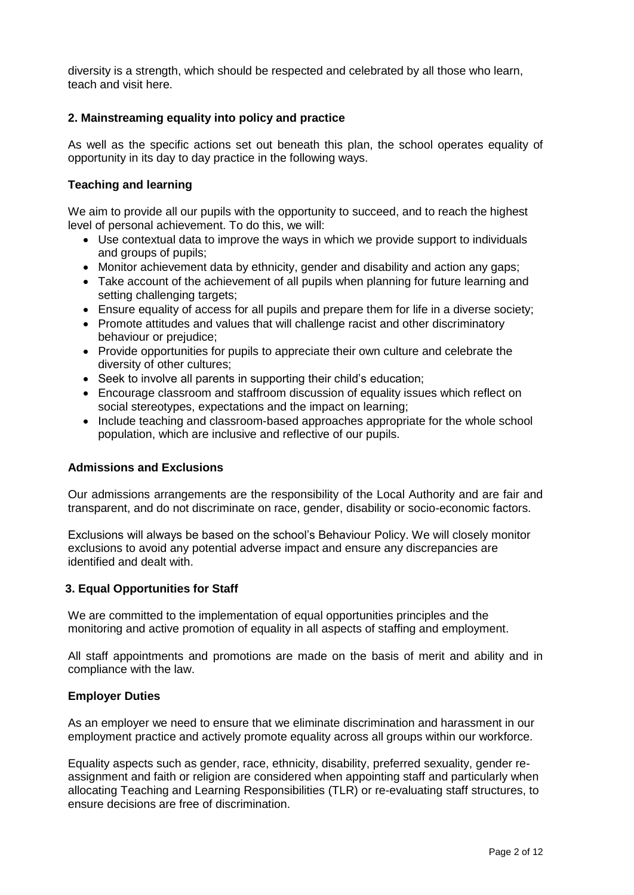diversity is a strength, which should be respected and celebrated by all those who learn, teach and visit here.

## 2. Mainstreaming equality into policy and practice

As well as the specific actions set out beneath this plan, the school operates equality of opportunity in its day to day practice in the following ways.

### Teaching and learning

We aim to provide all our pupils with the opportunity to succeed, and to reach the highest level of personal achievement. To do this, we will:

- Use contextual data to improve the ways in which we provide support to individuals and groups of pupils;
- Monitor achievement data by ethnicity, gender and disability and action any gaps;
- Take account of the achievement of all pupils when planning for future learning and setting challenging targets;
- Ensure equality of access for all pupils and prepare them for life in a diverse society;
- Promote attitudes and values that will challenge racist and other discriminatory behaviour or prejudice;
- Provide opportunities for pupils to appreciate their own culture and celebrate the diversity of other cultures;
- Seek to involve all parents in supporting their child's education;
- Encourage classroom and staffroom discussion of equality issues which reflect on social stereotypes, expectations and the impact on learning;
- Include teaching and classroom-based approaches appropriate for the whole school population, which are inclusive and reflective of our pupils.

### Admissions and Exclusions

Our admissions arrangements are the responsibility of the Local Authority and are fair and transparent, and do not discriminate on race, gender, disability or socio-economic factors.

Exclusions will always be based on the school's Behaviour Policy. We will closely monitor exclusions to avoid any potential adverse impact and ensure any discrepancies are identified and dealt with.

## 3. Equal Opportunities for Staff

We are committed to the implementation of equal opportunities principles and the monitoring and active promotion of equality in all aspects of staffing and employment.

All staff appointments and promotions are made on the basis of merit and ability and in compliance with the law.

### Employer Duties

As an employer we need to ensure that we eliminate discrimination and harassment in our employment practice and actively promote equality across all groups within our workforce.

Equality aspects such as gender, race, ethnicity, disability, preferred sexuality, gender re-assignment and faith or religion are considered when appointing staff and particularly when allocating Teaching and Learning Responsibilities (TLR) or re-evaluating staff structures, to ensure decisions are free of discrimination.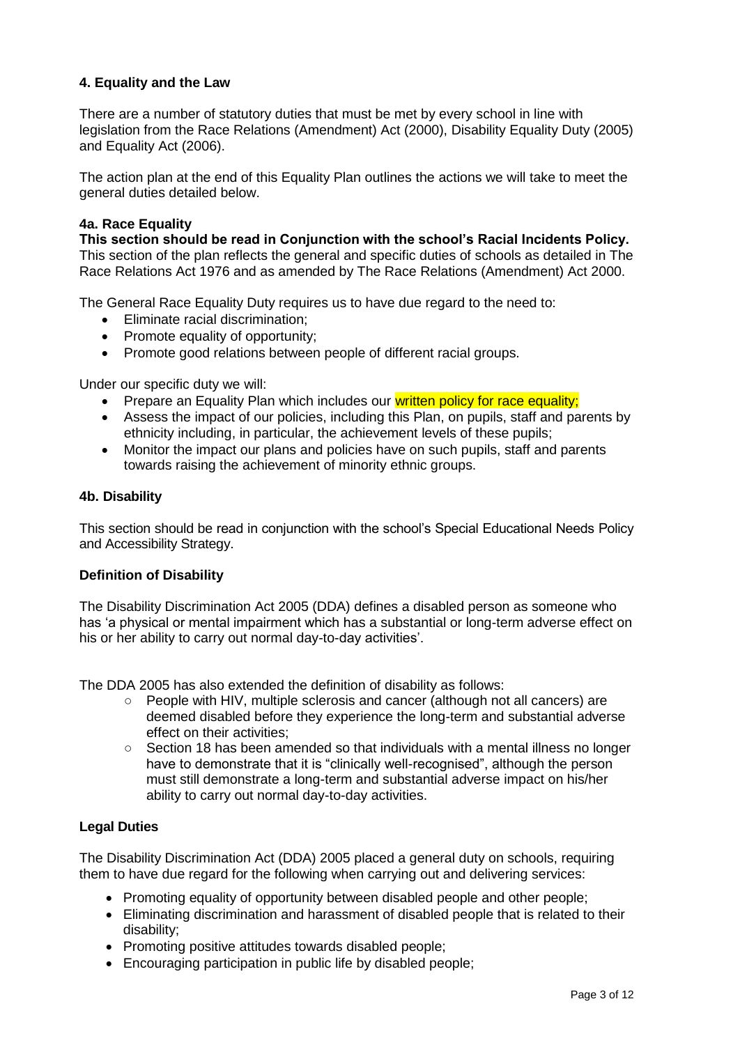## 4. Equality and the Law

There are a number of statutory duties that must be met by every school in line with legislation from the Race Relations (Amendment) Act (2000), Disability Equality Duty (2005) and Equality Act (2006).

The action plan at the end of this Equality Plan outlines the actions we will take to meet the general duties detailed below.

### 4a. Race Equality

**This section should be read in Conjunction with the school's Racial Incidents Policy.**
This section of the plan reflects the general and specific duties of schools as detailed in The Race Relations Act 1976 and as amended by The Race Relations (Amendment) Act 2000.

The General Race Equality Duty requires us to have due regard to the need to:

- Eliminate racial discrimination;
- Promote equality of opportunity;
- Promote good relations between people of different racial groups.

Under our specific duty we will:

- Prepare an Equality Plan which includes our written policy for race equality;
- Assess the impact of our policies, including this Plan, on pupils, staff and parents by ethnicity including, in particular, the achievement levels of these pupils;
- Monitor the impact our plans and policies have on such pupils, staff and parents towards raising the achievement of minority ethnic groups.

### 4b. Disability

This section should be read in conjunction with the school's Special Educational Needs Policy and Accessibility Strategy.

**Definition of Disability**

The Disability Discrimination Act 2005 (DDA) defines a disabled person as someone who has 'a physical or mental impairment which has a substantial or long-term adverse effect on his or her ability to carry out normal day-to-day activities'.

The DDA 2005 has also extended the definition of disability as follows:

- People with HIV, multiple sclerosis and cancer (although not all cancers) are deemed disabled before they experience the long-term and substantial adverse effect on their activities;
- Section 18 has been amended so that individuals with a mental illness no longer have to demonstrate that it is "clinically well-recognised", although the person must still demonstrate a long-term and substantial adverse impact on his/her ability to carry out normal day-to-day activities.

**Legal Duties**

The Disability Discrimination Act (DDA) 2005 placed a general duty on schools, requiring them to have due regard for the following when carrying out and delivering services:

- Promoting equality of opportunity between disabled people and other people;
- Eliminating discrimination and harassment of disabled people that is related to their disability;
- Promoting positive attitudes towards disabled people;
- Encouraging participation in public life by disabled people;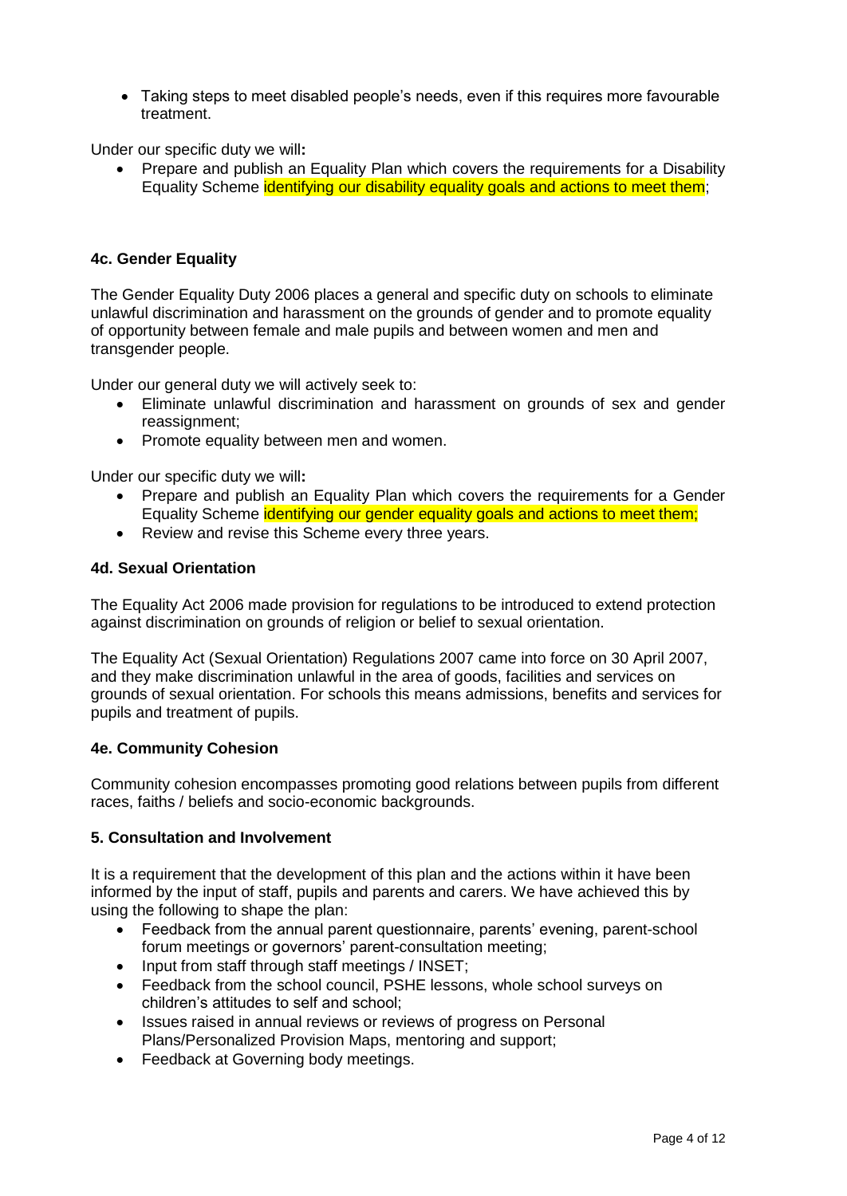- Taking steps to meet disabled people's needs, even if this requires more favourable treatment.

Under our specific duty we will**:**

- Prepare and publish an Equality Plan which covers the requirements for a Disability Equality Scheme identifying our disability equality goals and actions to meet them;

### 4c. Gender Equality

The Gender Equality Duty 2006 places a general and specific duty on schools to eliminate unlawful discrimination and harassment on the grounds of gender and to promote equality of opportunity between female and male pupils and between women and men and transgender people.

Under our general duty we will actively seek to:

- Eliminate unlawful discrimination and harassment on grounds of sex and gender reassignment;
- Promote equality between men and women.

Under our specific duty we will**:**

- Prepare and publish an Equality Plan which covers the requirements for a Gender Equality Scheme identifying our gender equality goals and actions to meet them;
- Review and revise this Scheme every three years.

### 4d. Sexual Orientation

The Equality Act 2006 made provision for regulations to be introduced to extend protection against discrimination on grounds of religion or belief to sexual orientation.

The Equality Act (Sexual Orientation) Regulations 2007 came into force on 30 April 2007, and they make discrimination unlawful in the area of goods, facilities and services on grounds of sexual orientation. For schools this means admissions, benefits and services for pupils and treatment of pupils.

### 4e. Community Cohesion

Community cohesion encompasses promoting good relations between pupils from different races, faiths / beliefs and socio-economic backgrounds.

## 5. Consultation and Involvement

It is a requirement that the development of this plan and the actions within it have been informed by the input of staff, pupils and parents and carers. We have achieved this by using the following to shape the plan:

- Feedback from the annual parent questionnaire, parents' evening, parent-school forum meetings or governors' parent-consultation meeting;
- Input from staff through staff meetings / INSET;
- Feedback from the school council, PSHE lessons, whole school surveys on children's attitudes to self and school;
- Issues raised in annual reviews or reviews of progress on Personal Plans/Personalized Provision Maps, mentoring and support;
- Feedback at Governing body meetings.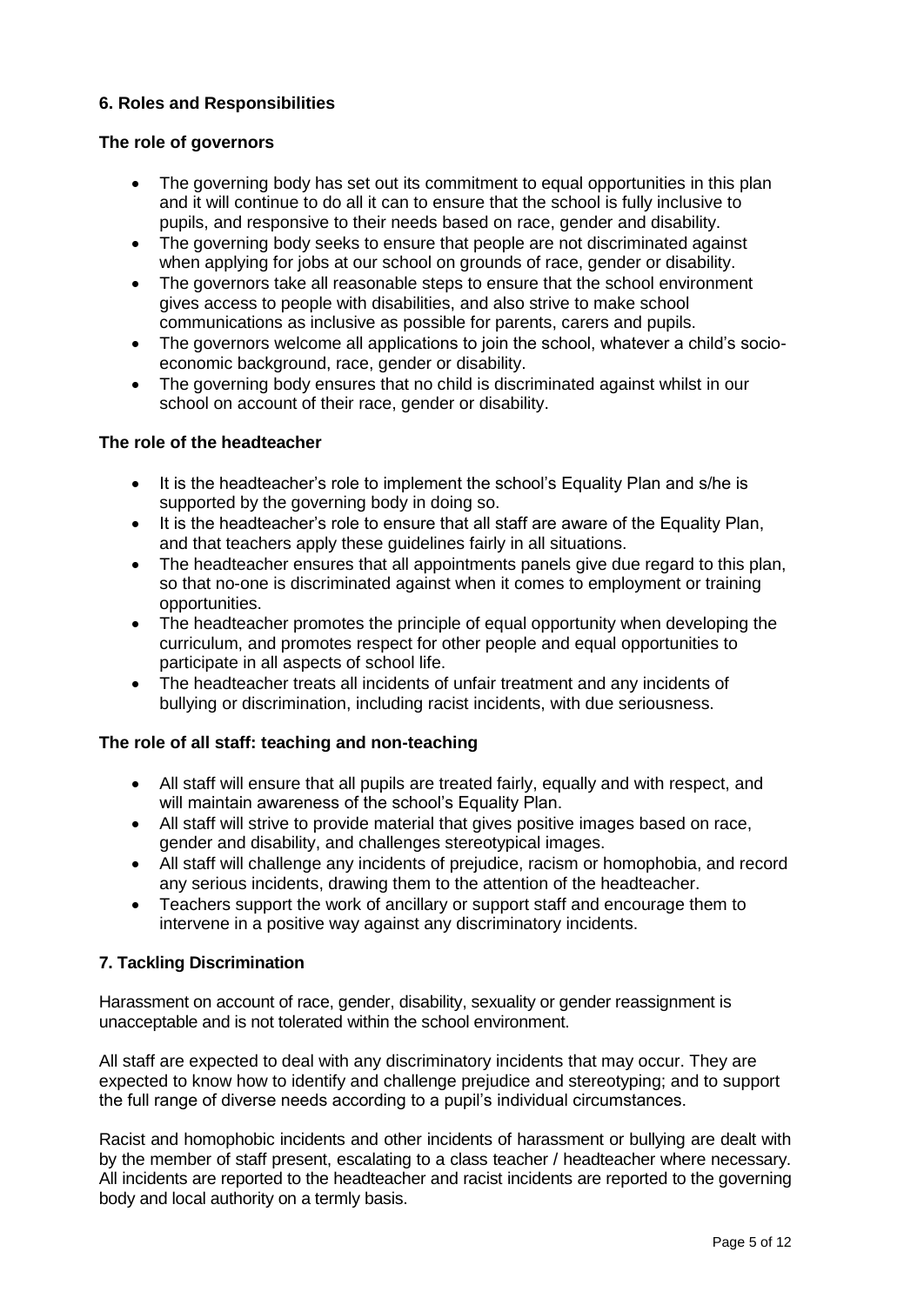### 6. Roles and Responsibilities

**The role of governors**

- The governing body has set out its commitment to equal opportunities in this plan and it will continue to do all it can to ensure that the school is fully inclusive to pupils, and responsive to their needs based on race, gender and disability.
- The governing body seeks to ensure that people are not discriminated against when applying for jobs at our school on grounds of race, gender or disability.
- The governors take all reasonable steps to ensure that the school environment gives access to people with disabilities, and also strive to make school communications as inclusive as possible for parents, carers and pupils.
- The governors welcome all applications to join the school, whatever a child's socio-economic background, race, gender or disability.
- The governing body ensures that no child is discriminated against whilst in our school on account of their race, gender or disability.

**The role of the headteacher**

- It is the headteacher's role to implement the school's Equality Plan and s/he is supported by the governing body in doing so.
- It is the headteacher's role to ensure that all staff are aware of the Equality Plan, and that teachers apply these guidelines fairly in all situations.
- The headteacher ensures that all appointments panels give due regard to this plan, so that no-one is discriminated against when it comes to employment or training opportunities.
- The headteacher promotes the principle of equal opportunity when developing the curriculum, and promotes respect for other people and equal opportunities to participate in all aspects of school life.
- The headteacher treats all incidents of unfair treatment and any incidents of bullying or discrimination, including racist incidents, with due seriousness.

**The role of all staff: teaching and non-teaching**

- All staff will ensure that all pupils are treated fairly, equally and with respect, and will maintain awareness of the school's Equality Plan.
- All staff will strive to provide material that gives positive images based on race, gender and disability, and challenges stereotypical images.
- All staff will challenge any incidents of prejudice, racism or homophobia, and record any serious incidents, drawing them to the attention of the headteacher.
- Teachers support the work of ancillary or support staff and encourage them to intervene in a positive way against any discriminatory incidents.

### 7. Tackling Discrimination

Harassment on account of race, gender, disability, sexuality or gender reassignment is unacceptable and is not tolerated within the school environment.

All staff are expected to deal with any discriminatory incidents that may occur. They are expected to know how to identify and challenge prejudice and stereotyping; and to support the full range of diverse needs according to a pupil's individual circumstances.

Racist and homophobic incidents and other incidents of harassment or bullying are dealt with by the member of staff present, escalating to a class teacher / headteacher where necessary. All incidents are reported to the headteacher and racist incidents are reported to the governing body and local authority on a termly basis.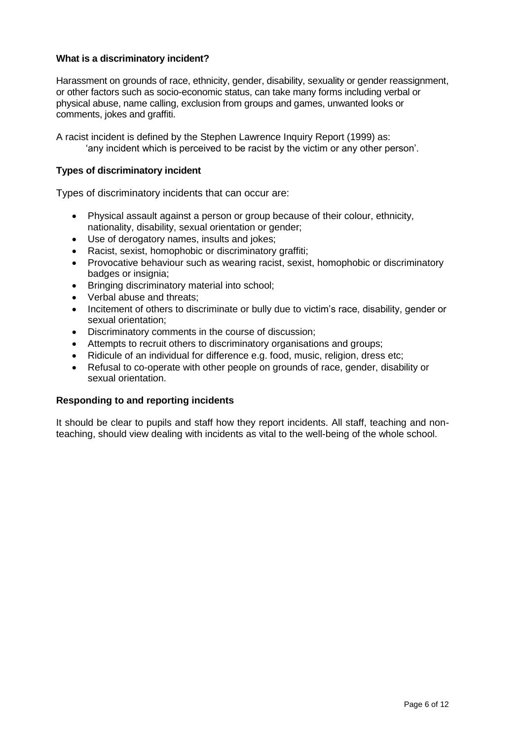**What is a discriminatory incident?**

Harassment on grounds of race, ethnicity, gender, disability, sexuality or gender reassignment, or other factors such as socio-economic status, can take many forms including verbal or physical abuse, name calling, exclusion from groups and games, unwanted looks or comments, jokes and graffiti.

A racist incident is defined by the Stephen Lawrence Inquiry Report (1999) as:

> 'any incident which is perceived to be racist by the victim or any other person'.

**Types of discriminatory incident**

Types of discriminatory incidents that can occur are:

- Physical assault against a person or group because of their colour, ethnicity, nationality, disability, sexual orientation or gender;
- Use of derogatory names, insults and jokes;
- Racist, sexist, homophobic or discriminatory graffiti;
- Provocative behaviour such as wearing racist, sexist, homophobic or discriminatory badges or insignia;
- Bringing discriminatory material into school;
- Verbal abuse and threats;
- Incitement of others to discriminate or bully due to victim's race, disability, gender or sexual orientation;
- Discriminatory comments in the course of discussion;
- Attempts to recruit others to discriminatory organisations and groups;
- Ridicule of an individual for difference e.g. food, music, religion, dress etc;
- Refusal to co-operate with other people on grounds of race, gender, disability or sexual orientation.

**Responding to and reporting incidents**

It should be clear to pupils and staff how they report incidents. All staff, teaching and non-teaching, should view dealing with incidents as vital to the well-being of the whole school.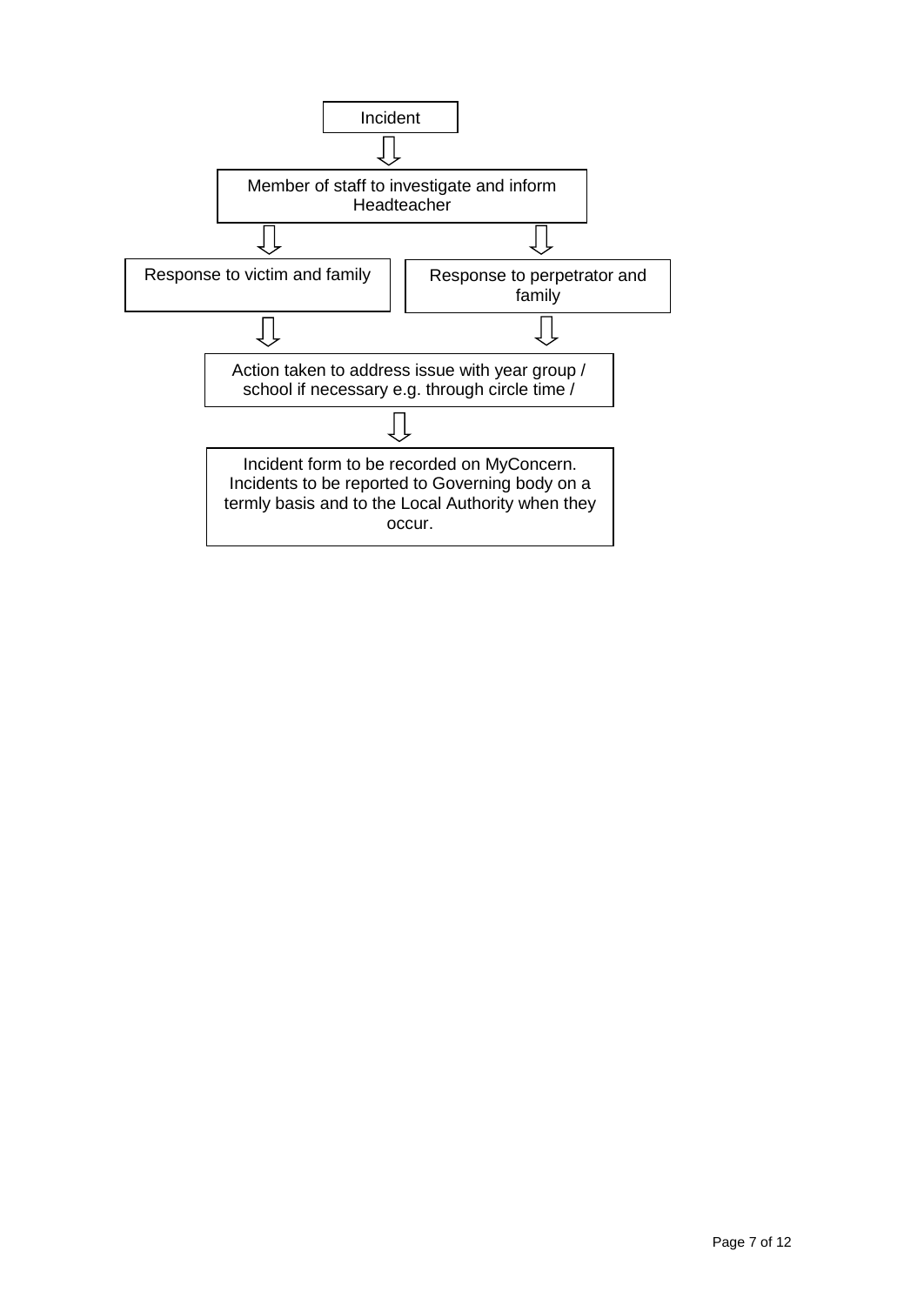Incident

⇩

Member of staff to investigate and inform Headteacher

⇩ ⇩

| Response to victim and family | Response to perpetrator and family |
|---|---|

⇩ ⇩

Action taken to address issue with year group / school if necessary e.g. through circle time /

⇩

Incident form to be recorded on MyConcern. Incidents to be reported to Governing body on a termly basis and to the Local Authority when they occur.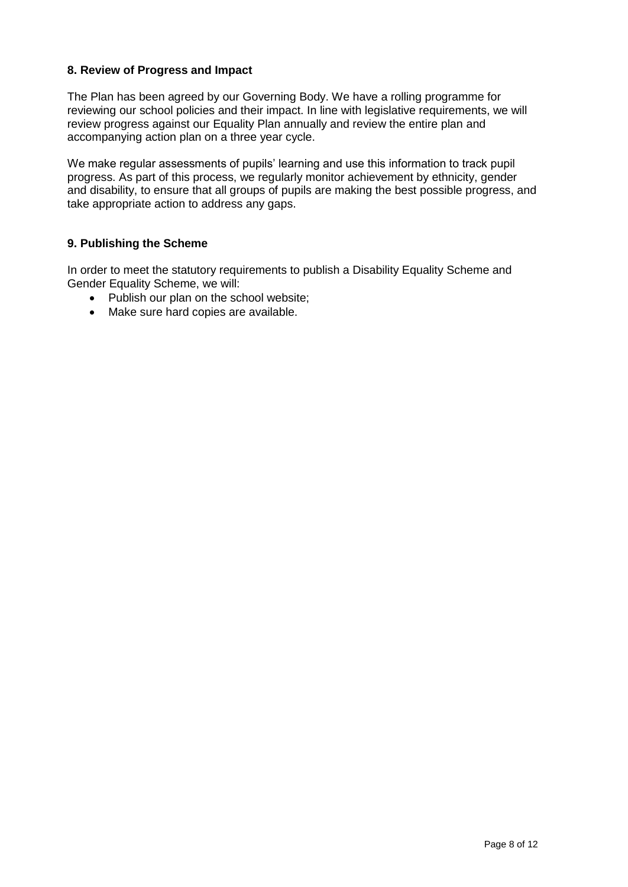## 8. Review of Progress and Impact

The Plan has been agreed by our Governing Body. We have a rolling programme for reviewing our school policies and their impact. In line with legislative requirements, we will review progress against our Equality Plan annually and review the entire plan and accompanying action plan on a three year cycle.

We make regular assessments of pupils' learning and use this information to track pupil progress. As part of this process, we regularly monitor achievement by ethnicity, gender and disability, to ensure that all groups of pupils are making the best possible progress, and take appropriate action to address any gaps.

## 9. Publishing the Scheme

In order to meet the statutory requirements to publish a Disability Equality Scheme and Gender Equality Scheme, we will:

- Publish our plan on the school website;
- Make sure hard copies are available.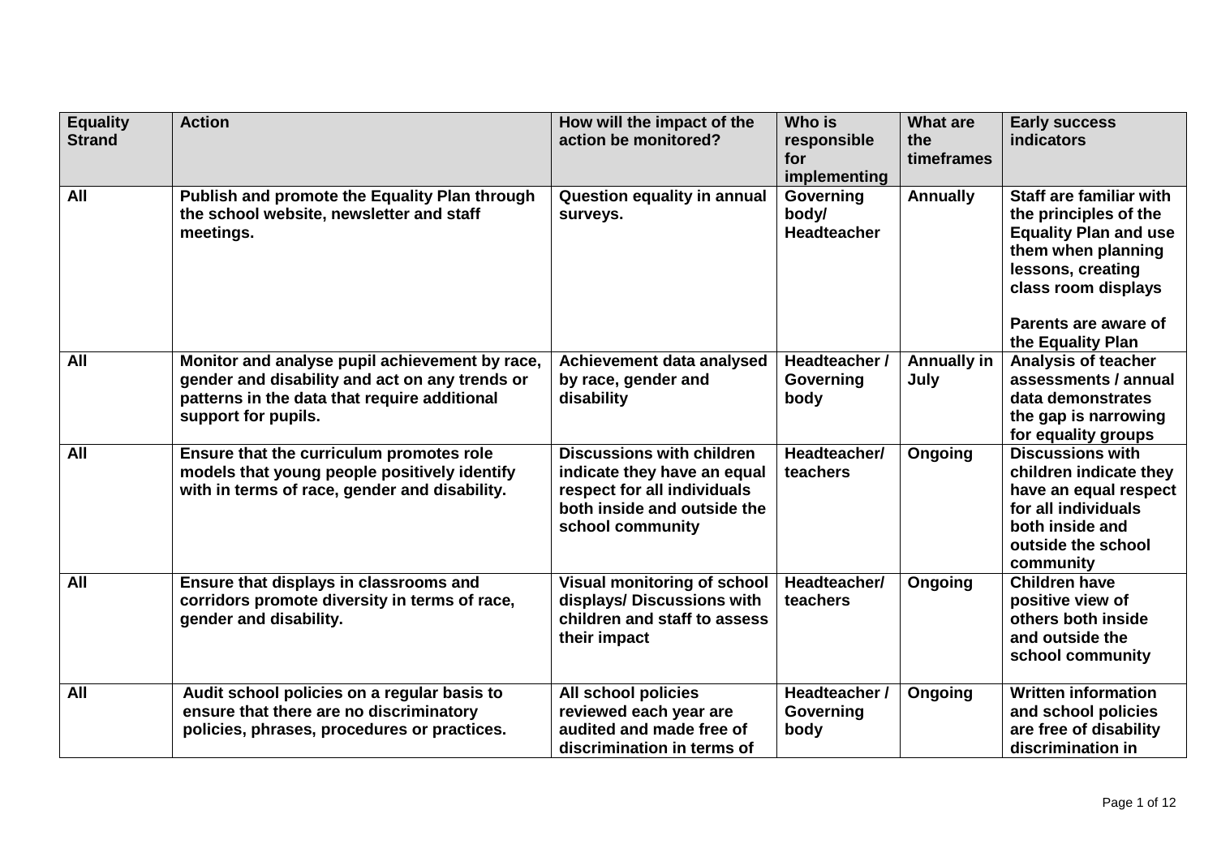| Equality Strand | Action | How will the impact of the action be monitored? | Who is responsible for implementing | What are the timeframes | Early success indicators |
|---|---|---|---|---|---|
| All | Publish and promote the Equality Plan through the school website, newsletter and staff meetings. | Question equality in annual surveys. | Governing body/ Headteacher | Annually | Staff are familiar with the principles of the Equality Plan and use them when planning lessons, creating class room displays<br><br>Parents are aware of the Equality Plan |
| All | Monitor and analyse pupil achievement by race, gender and disability and act on any trends or patterns in the data that require additional support for pupils. | Achievement data analysed by race, gender and disability | Headteacher / Governing body | Annually in July | Analysis of teacher assessments / annual data demonstrates the gap is narrowing for equality groups |
| All | Ensure that the curriculum promotes role models that young people positively identify with in terms of race, gender and disability. | Discussions with children indicate they have an equal respect for all individuals both inside and outside the school community | Headteacher/ teachers | Ongoing | Discussions with children indicate they have an equal respect for all individuals both inside and outside the school community |
| All | Ensure that displays in classrooms and corridors promote diversity in terms of race, gender and disability. | Visual monitoring of school displays/ Discussions with children and staff to assess their impact | Headteacher/ teachers | Ongoing | Children have positive view of others both inside and outside the school community |
| All | Audit school policies on a regular basis to ensure that there are no discriminatory policies, phrases, procedures or practices. | All school policies reviewed each year are audited and made free of discrimination in terms of | Headteacher / Governing body | Ongoing | Written information and school policies are free of disability discrimination in |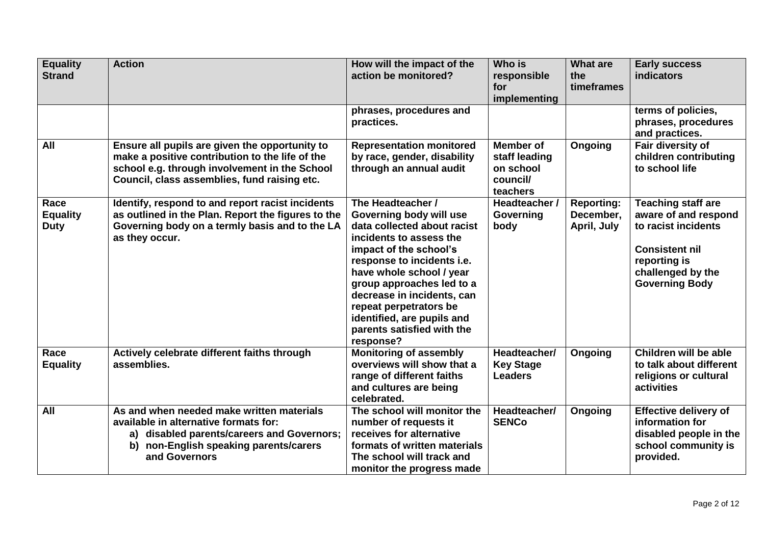| Equality Strand | Action | How will the impact of the action be monitored? | Who is responsible for implementing | What are the timeframes | Early success indicators |
|---|---|---|---|---|---|
| | | phrases, procedures and practices. | | | terms of policies, phrases, procedures and practices. |
| All | Ensure all pupils are given the opportunity to make a positive contribution to the life of the school e.g. through involvement in the School Council, class assemblies, fund raising etc. | Representation monitored by race, gender, disability through an annual audit | Member of staff leading on school council/ teachers | Ongoing | Fair diversity of children contributing to school life |
| Race Equality Duty | Identify, respond to and report racist incidents as outlined in the Plan. Report the figures to the Governing body on a termly basis and to the LA as they occur. | The Headteacher / Governing body will use data collected about racist incidents to assess the impact of the school's response to incidents i.e. have whole school / year group approaches led to a decrease in incidents, can repeat perpetrators be identified, are pupils and parents satisfied with the response? | Headteacher / Governing body | Reporting: December, April, July | Teaching staff are aware of and respond to racist incidents<br><br>Consistent nil reporting is challenged by the Governing Body |
| Race Equality | Actively celebrate different faiths through assemblies. | Monitoring of assembly overviews will show that a range of different faiths and cultures are being celebrated. | Headteacher/ Key Stage Leaders | Ongoing | Children will be able to talk about different religions or cultural activities |
| All | As and when needed make written materials available in alternative formats for:<br>a) disabled parents/careers and Governors;<br>b) non-English speaking parents/carers and Governors | The school will monitor the number of requests it receives for alternative formats of written materials The school will track and monitor the progress made | Headteacher/ SENCo | Ongoing | Effective delivery of information for disabled people in the school community is provided. |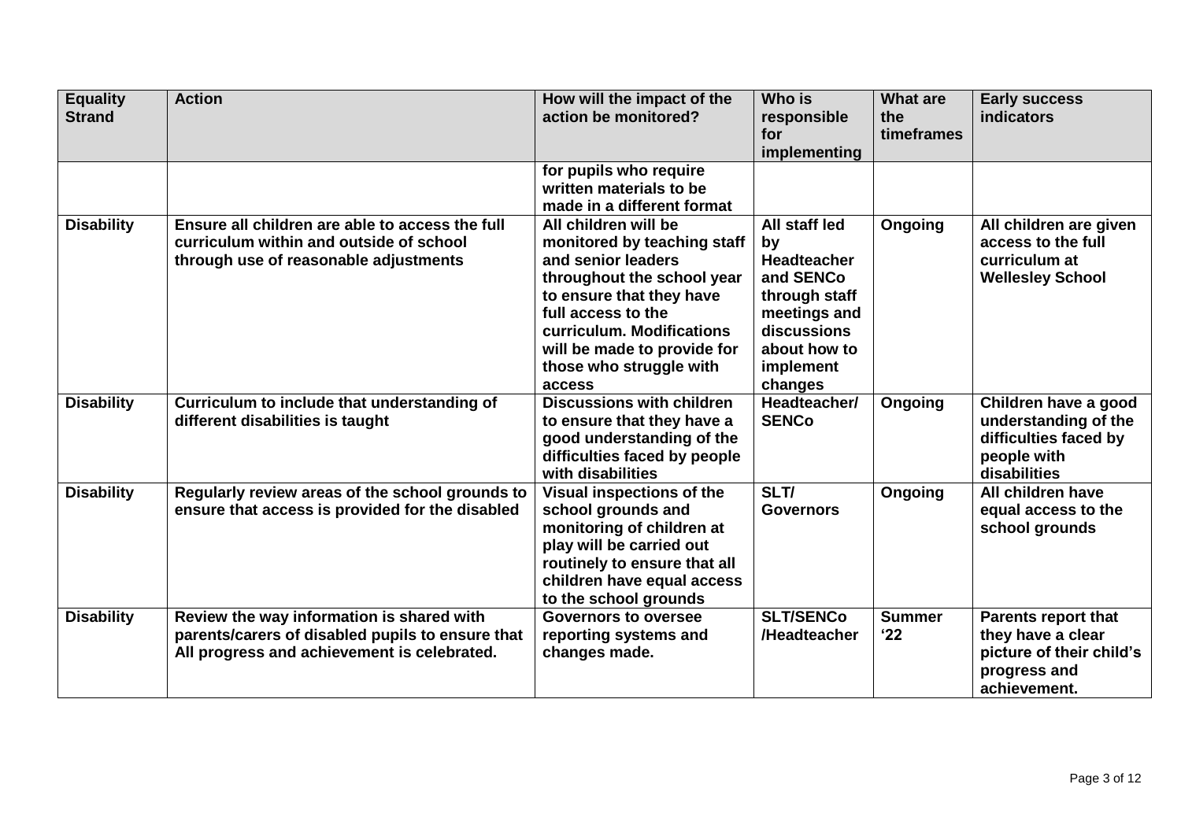| Equality Strand | Action | How will the impact of the action be monitored? | Who is responsible for implementing | What are the timeframes | Early success indicators |
|---|---|---|---|---|---|
| | | for pupils who require written materials to be made in a different format | | | |
| Disability | Ensure all children are able to access the full curriculum within and outside of school through use of reasonable adjustments | All children will be monitored by teaching staff and senior leaders throughout the school year to ensure that they have full access to the curriculum. Modifications will be made to provide for those who struggle with access | All staff led by Headteacher and SENCo through staff meetings and discussions about how to implement changes | Ongoing | All children are given access to the full curriculum at Wellesley School |
| Disability | Curriculum to include that understanding of different disabilities is taught | Discussions with children to ensure that they have a good understanding of the difficulties faced by people with disabilities | Headteacher/ SENCo | Ongoing | Children have a good understanding of the difficulties faced by people with disabilities |
| Disability | Regularly review areas of the school grounds to ensure that access is provided for the disabled | Visual inspections of the school grounds and monitoring of children at play will be carried out routinely to ensure that all children have equal access to the school grounds | SLT/ Governors | Ongoing | All children have equal access to the school grounds |
| Disability | Review the way information is shared with parents/carers of disabled pupils to ensure that All progress and achievement is celebrated. | Governors to oversee reporting systems and changes made. | SLT/SENCo /Headteacher | Summer '22 | Parents report that they have a clear picture of their child's progress and achievement. |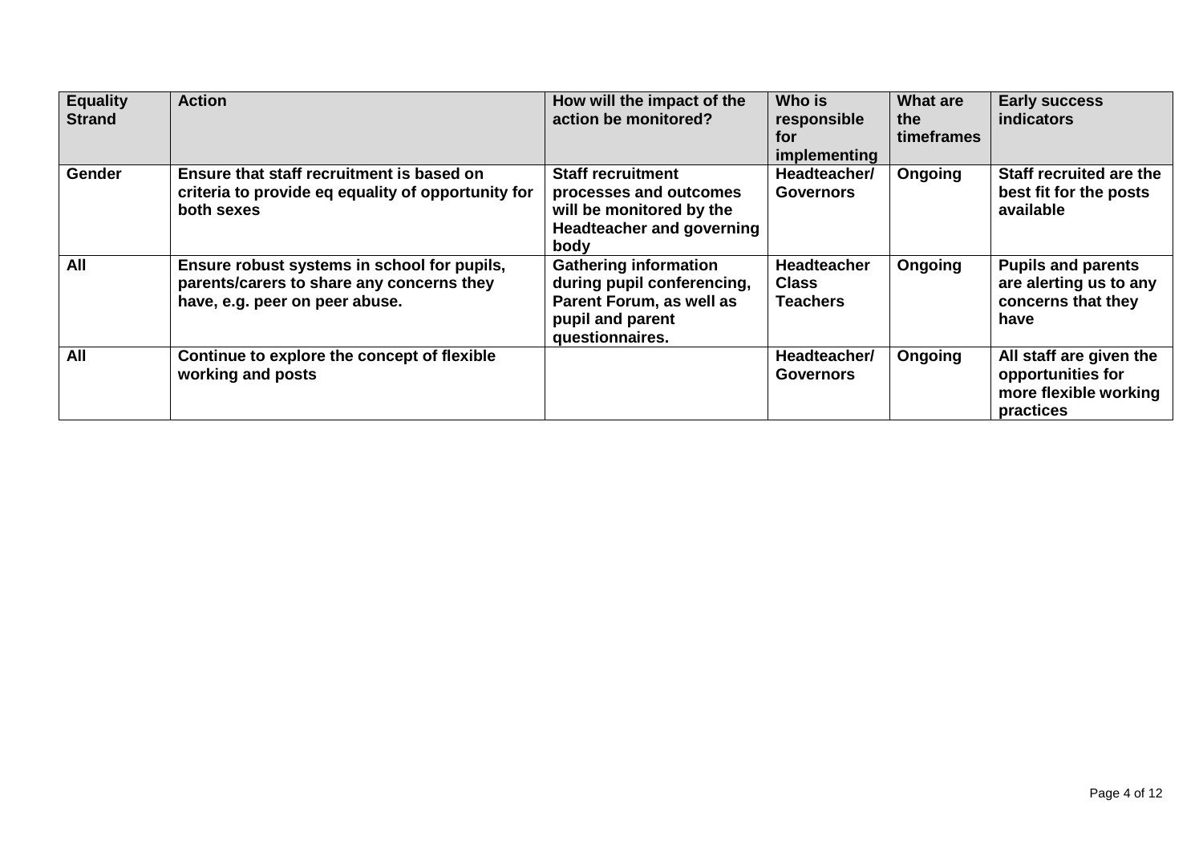| **Equality Strand** | **Action** | **How will the impact of the action be monitored?** | **Who is responsible for implementing** | **What are the timeframes** | **Early success indicators** |
|---|---|---|---|---|---|
| **Gender** | **Ensure that staff recruitment is based on criteria to provide eq equality of opportunity for both sexes** | **Staff recruitment processes and outcomes will be monitored by the Headteacher and governing body** | **Headteacher/ Governors** | **Ongoing** | **Staff recruited are the best fit for the posts available** |
| **All** | **Ensure robust systems in school for pupils, parents/carers to share any concerns they have, e.g. peer on peer abuse.** | **Gathering information during pupil conferencing, Parent Forum, as well as pupil and parent questionnaires.** | **Headteacher Class Teachers** | **Ongoing** | **Pupils and parents are alerting us to any concerns that they have** |
| **All** | **Continue to explore the concept of flexible working and posts** | | **Headteacher/ Governors** | **Ongoing** | **All staff are given the opportunities for more flexible working practices** |